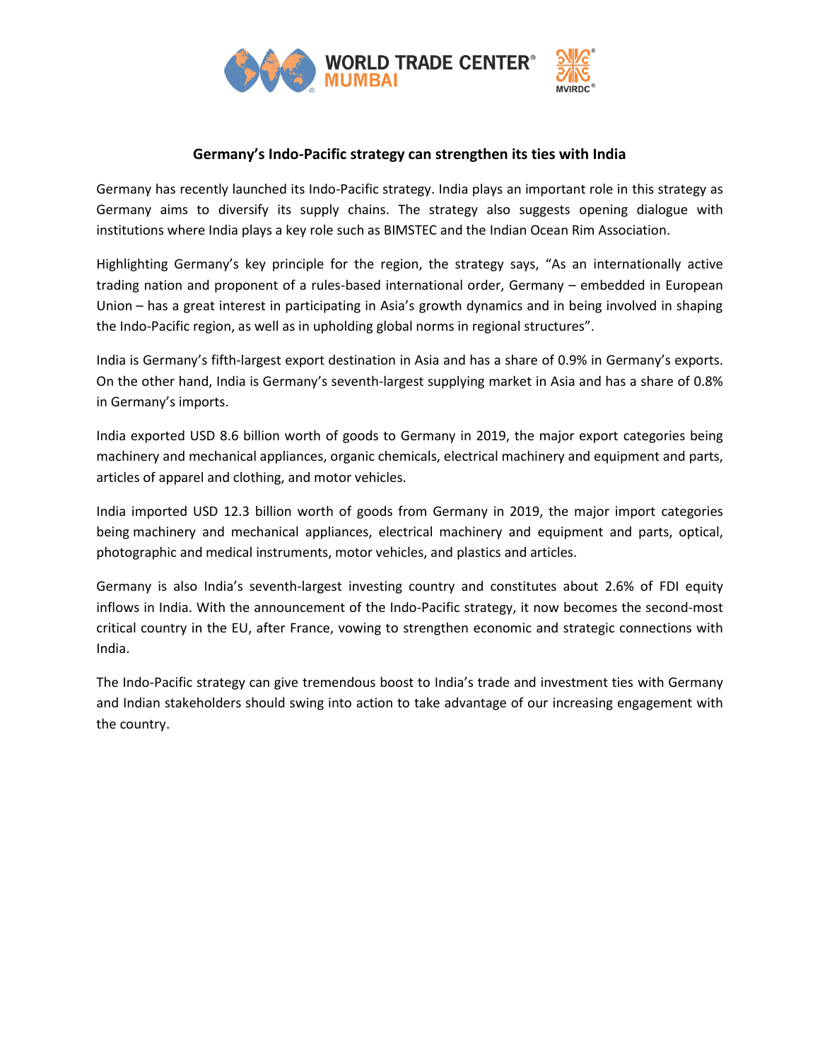# Germany's Indo-Pacific strategy can strengthen its ties with India

Germany has recently launched its Indo-Pacific strategy. India plays an important role in this strategy as Germany aims to diversify its supply chains. The strategy also suggests opening dialogue with institutions where India plays a key role such as BIMSTEC and the Indian Ocean Rim Association.

Highlighting Germany's key principle for the region, the strategy says, "As an internationally active trading nation and proponent of a rules-based international order, Germany – embedded in European Union – has a great interest in participating in Asia's growth dynamics and in being involved in shaping the Indo-Pacific region, as well as in upholding global norms in regional structures".

India is Germany's fifth-largest export destination in Asia and has a share of 0.9% in Germany's exports. On the other hand, India is Germany's seventh-largest supplying market in Asia and has a share of 0.8% in Germany's imports.

India exported USD 8.6 billion worth of goods to Germany in 2019, the major export categories being machinery and mechanical appliances, organic chemicals, electrical machinery and equipment and parts, articles of apparel and clothing, and motor vehicles.

India imported USD 12.3 billion worth of goods from Germany in 2019, the major import categories being machinery and mechanical appliances, electrical machinery and equipment and parts, optical, photographic and medical instruments, motor vehicles, and plastics and articles.

Germany is also India's seventh-largest investing country and constitutes about 2.6% of FDI equity inflows in India. With the announcement of the Indo-Pacific strategy, it now becomes the second-most critical country in the EU, after France, vowing to strengthen economic and strategic connections with India.

The Indo-Pacific strategy can give tremendous boost to India's trade and investment ties with Germany and Indian stakeholders should swing into action to take advantage of our increasing engagement with the country.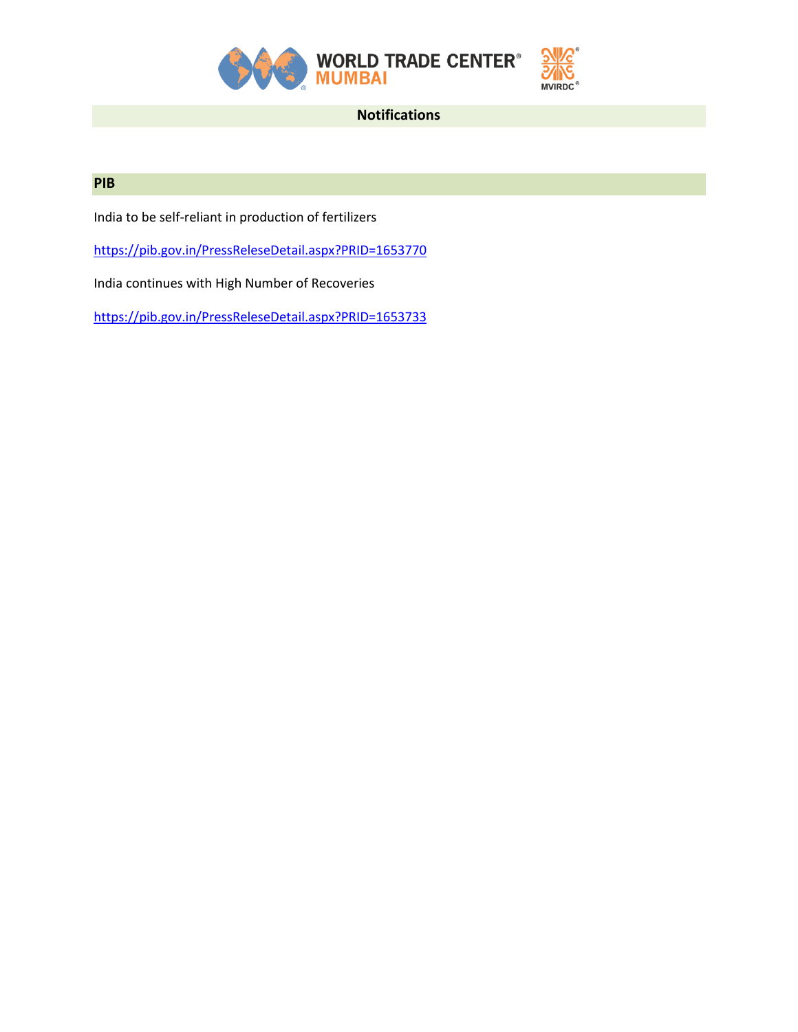WORLD TRADE CENTER MUMBAI

MVIRDC

## Notifications

### PIB

India to be self-reliant in production of fertilizers

https://pib.gov.in/PressReleseDetail.aspx?PRID=1653770

India continues with High Number of Recoveries

https://pib.gov.in/PressReleseDetail.aspx?PRID=1653733